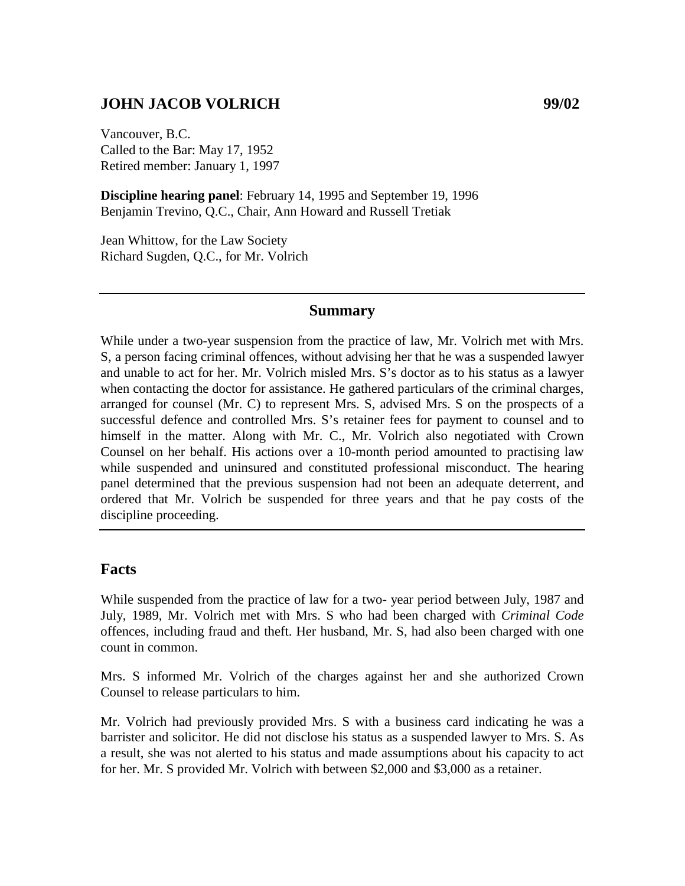# JOHN JACOB VOLRICH 99/02

Vancouver, B.C.
Called to the Bar: May 17, 1952
Retired member: January 1, 1997

**Discipline hearing panel**: February 14, 1995 and September 19, 1996
Benjamin Trevino, Q.C., Chair, Ann Howard and Russell Tretiak

Jean Whittow, for the Law Society
Richard Sugden, Q.C., for Mr. Volrich

---

## Summary

While under a two-year suspension from the practice of law, Mr. Volrich met with Mrs. S, a person facing criminal offences, without advising her that he was a suspended lawyer and unable to act for her. Mr. Volrich misled Mrs. S's doctor as to his status as a lawyer when contacting the doctor for assistance. He gathered particulars of the criminal charges, arranged for counsel (Mr. C) to represent Mrs. S, advised Mrs. S on the prospects of a successful defence and controlled Mrs. S's retainer fees for payment to counsel and to himself in the matter. Along with Mr. C., Mr. Volrich also negotiated with Crown Counsel on her behalf. His actions over a 10-month period amounted to practising law while suspended and uninsured and constituted professional misconduct. The hearing panel determined that the previous suspension had not been an adequate deterrent, and ordered that Mr. Volrich be suspended for three years and that he pay costs of the discipline proceeding.

---

## Facts

While suspended from the practice of law for a two- year period between July, 1987 and July, 1989, Mr. Volrich met with Mrs. S who had been charged with *Criminal Code* offences, including fraud and theft. Her husband, Mr. S, had also been charged with one count in common.

Mrs. S informed Mr. Volrich of the charges against her and she authorized Crown Counsel to release particulars to him.

Mr. Volrich had previously provided Mrs. S with a business card indicating he was a barrister and solicitor. He did not disclose his status as a suspended lawyer to Mrs. S. As a result, she was not alerted to his status and made assumptions about his capacity to act for her. Mr. S provided Mr. Volrich with between $2,000 and $3,000 as a retainer.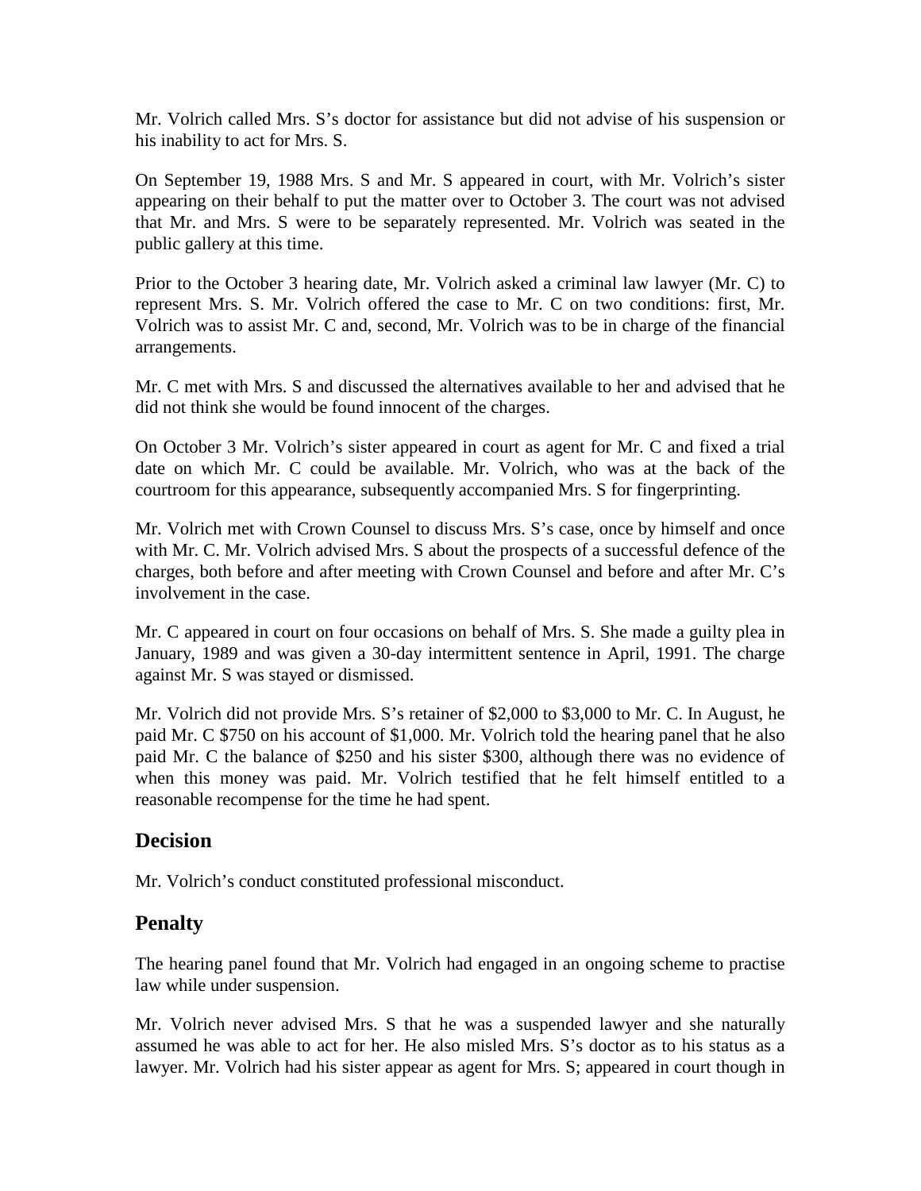Mr. Volrich called Mrs. S's doctor for assistance but did not advise of his suspension or his inability to act for Mrs. S.

On September 19, 1988 Mrs. S and Mr. S appeared in court, with Mr. Volrich's sister appearing on their behalf to put the matter over to October 3. The court was not advised that Mr. and Mrs. S were to be separately represented. Mr. Volrich was seated in the public gallery at this time.

Prior to the October 3 hearing date, Mr. Volrich asked a criminal law lawyer (Mr. C) to represent Mrs. S. Mr. Volrich offered the case to Mr. C on two conditions: first, Mr. Volrich was to assist Mr. C and, second, Mr. Volrich was to be in charge of the financial arrangements.

Mr. C met with Mrs. S and discussed the alternatives available to her and advised that he did not think she would be found innocent of the charges.

On October 3 Mr. Volrich's sister appeared in court as agent for Mr. C and fixed a trial date on which Mr. C could be available. Mr. Volrich, who was at the back of the courtroom for this appearance, subsequently accompanied Mrs. S for fingerprinting.

Mr. Volrich met with Crown Counsel to discuss Mrs. S's case, once by himself and once with Mr. C. Mr. Volrich advised Mrs. S about the prospects of a successful defence of the charges, both before and after meeting with Crown Counsel and before and after Mr. C's involvement in the case.

Mr. C appeared in court on four occasions on behalf of Mrs. S. She made a guilty plea in January, 1989 and was given a 30-day intermittent sentence in April, 1991. The charge against Mr. S was stayed or dismissed.

Mr. Volrich did not provide Mrs. S's retainer of $2,000 to $3,000 to Mr. C. In August, he paid Mr. C $750 on his account of $1,000. Mr. Volrich told the hearing panel that he also paid Mr. C the balance of $250 and his sister $300, although there was no evidence of when this money was paid. Mr. Volrich testified that he felt himself entitled to a reasonable recompense for the time he had spent.

## Decision

Mr. Volrich's conduct constituted professional misconduct.

## Penalty

The hearing panel found that Mr. Volrich had engaged in an ongoing scheme to practise law while under suspension.

Mr. Volrich never advised Mrs. S that he was a suspended lawyer and she naturally assumed he was able to act for her. He also misled Mrs. S's doctor as to his status as a lawyer. Mr. Volrich had his sister appear as agent for Mrs. S; appeared in court though in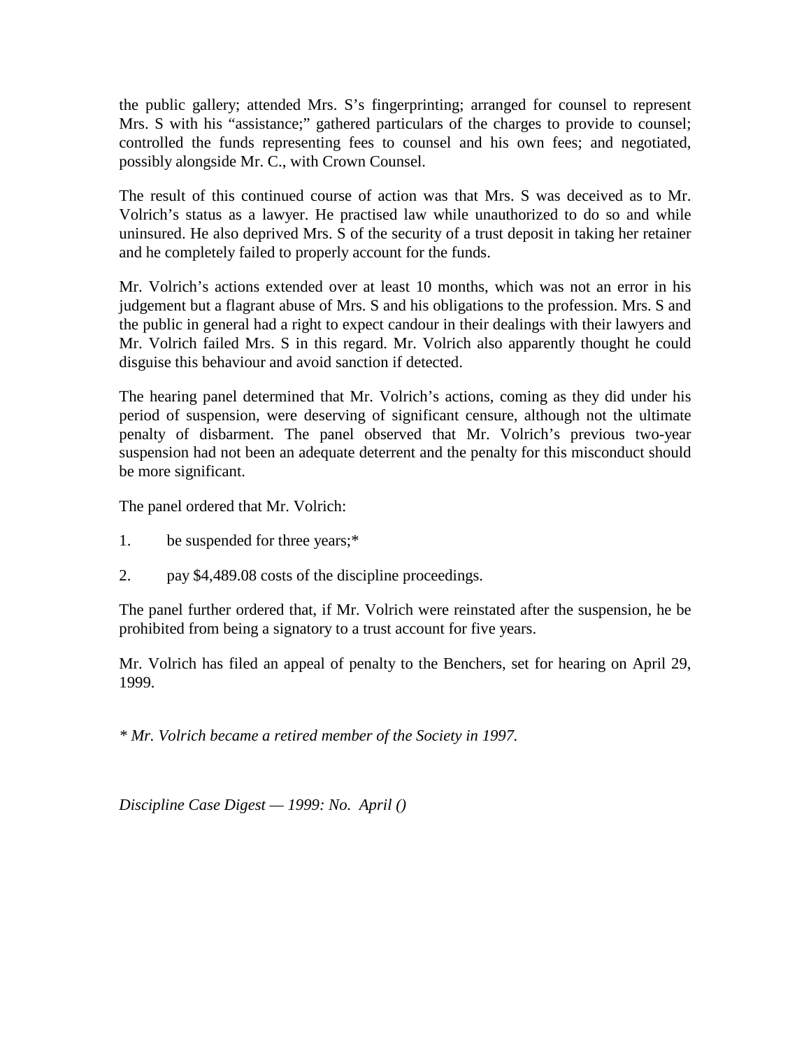the public gallery; attended Mrs. S's fingerprinting; arranged for counsel to represent Mrs. S with his "assistance;" gathered particulars of the charges to provide to counsel; controlled the funds representing fees to counsel and his own fees; and negotiated, possibly alongside Mr. C., with Crown Counsel.

The result of this continued course of action was that Mrs. S was deceived as to Mr. Volrich's status as a lawyer. He practised law while unauthorized to do so and while uninsured. He also deprived Mrs. S of the security of a trust deposit in taking her retainer and he completely failed to properly account for the funds.

Mr. Volrich's actions extended over at least 10 months, which was not an error in his judgement but a flagrant abuse of Mrs. S and his obligations to the profession. Mrs. S and the public in general had a right to expect candour in their dealings with their lawyers and Mr. Volrich failed Mrs. S in this regard. Mr. Volrich also apparently thought he could disguise this behaviour and avoid sanction if detected.

The hearing panel determined that Mr. Volrich's actions, coming as they did under his period of suspension, were deserving of significant censure, although not the ultimate penalty of disbarment. The panel observed that Mr. Volrich's previous two-year suspension had not been an adequate deterrent and the penalty for this misconduct should be more significant.

The panel ordered that Mr. Volrich:

1. be suspended for three years;*
2. pay $4,489.08 costs of the discipline proceedings.

The panel further ordered that, if Mr. Volrich were reinstated after the suspension, he be prohibited from being a signatory to a trust account for five years.

Mr. Volrich has filed an appeal of penalty to the Benchers, set for hearing on April 29, 1999.

*\* Mr. Volrich became a retired member of the Society in 1997.*

*Discipline Case Digest — 1999: No. April ()*